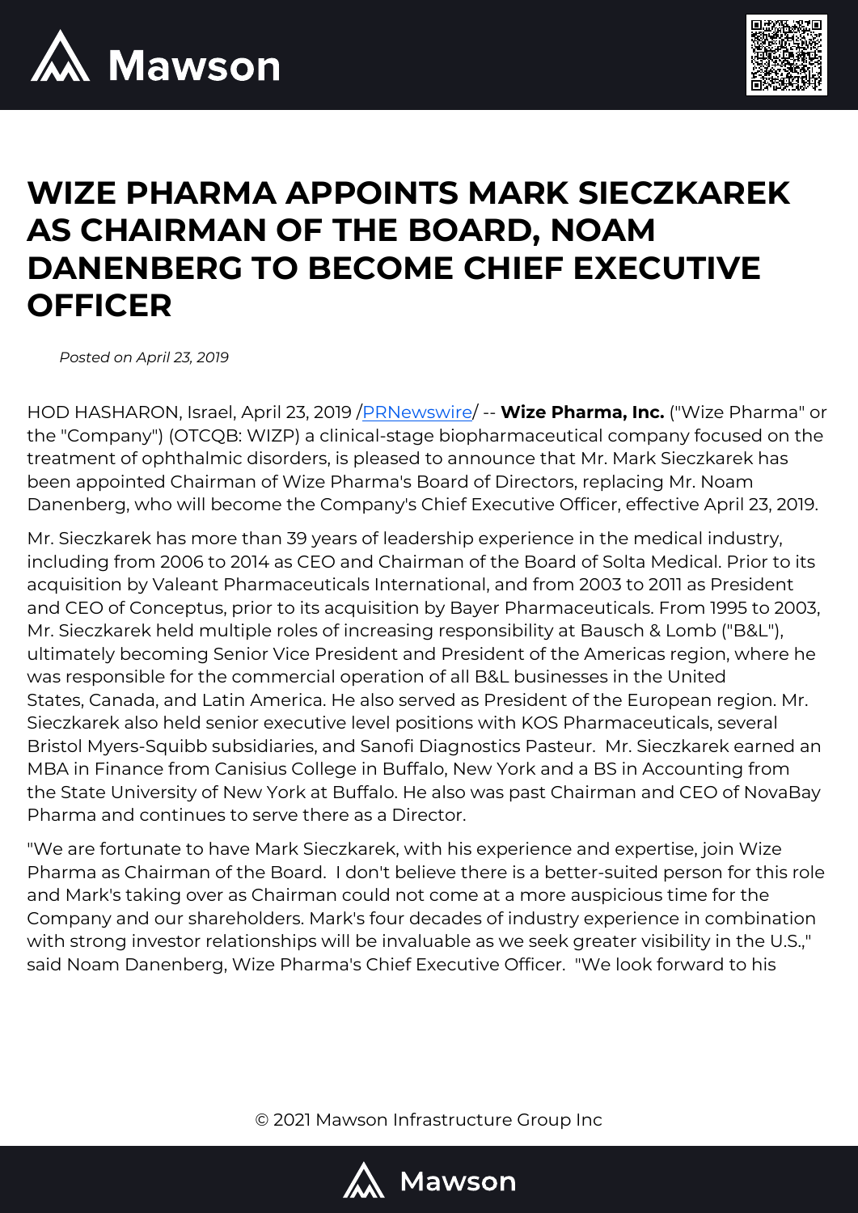# WIZE PHARMA APPOINTS MARK SIECZKAREK AS CHAIRMAN OF THE BOARD, NOAM DANENBERG TO BECOME CHIEF EXECUTIVE OFFICER

*Posted on April 23, 2019*

HOD HASHARON, Israel, April 23, 2019 /[PRNewswire](PRNewswire)/ -- **Wize Pharma, Inc.** ("Wize Pharma" or the "Company") (OTCQB: WIZP) a clinical-stage biopharmaceutical company focused on the treatment of ophthalmic disorders, is pleased to announce that Mr. Mark Sieczkarek has been appointed Chairman of Wize Pharma's Board of Directors, replacing Mr. Noam Danenberg, who will become the Company's Chief Executive Officer, effective April 23, 2019.

Mr. Sieczkarek has more than 39 years of leadership experience in the medical industry, including from 2006 to 2014 as CEO and Chairman of the Board of Solta Medical. Prior to its acquisition by Valeant Pharmaceuticals International, and from 2003 to 2011 as President and CEO of Conceptus, prior to its acquisition by Bayer Pharmaceuticals. From 1995 to 2003, Mr. Sieczkarek held multiple roles of increasing responsibility at Bausch & Lomb ("B&L"), ultimately becoming Senior Vice President and President of the Americas region, where he was responsible for the commercial operation of all B&L businesses in the United States, Canada, and Latin America. He also served as President of the European region. Mr. Sieczkarek also held senior executive level positions with KOS Pharmaceuticals, several Bristol Myers-Squibb subsidiaries, and Sanofi Diagnostics Pasteur. Mr. Sieczkarek earned an MBA in Finance from Canisius College in Buffalo, New York and a BS in Accounting from the State University of New York at Buffalo. He also was past Chairman and CEO of NovaBay Pharma and continues to serve there as a Director.

"We are fortunate to have Mark Sieczkarek, with his experience and expertise, join Wize Pharma as Chairman of the Board. I don't believe there is a better-suited person for this role and Mark's taking over as Chairman could not come at a more auspicious time for the Company and our shareholders. Mark's four decades of industry experience in combination with strong investor relationships will be invaluable as we seek greater visibility in the U.S.," said Noam Danenberg, Wize Pharma's Chief Executive Officer. "We look forward to his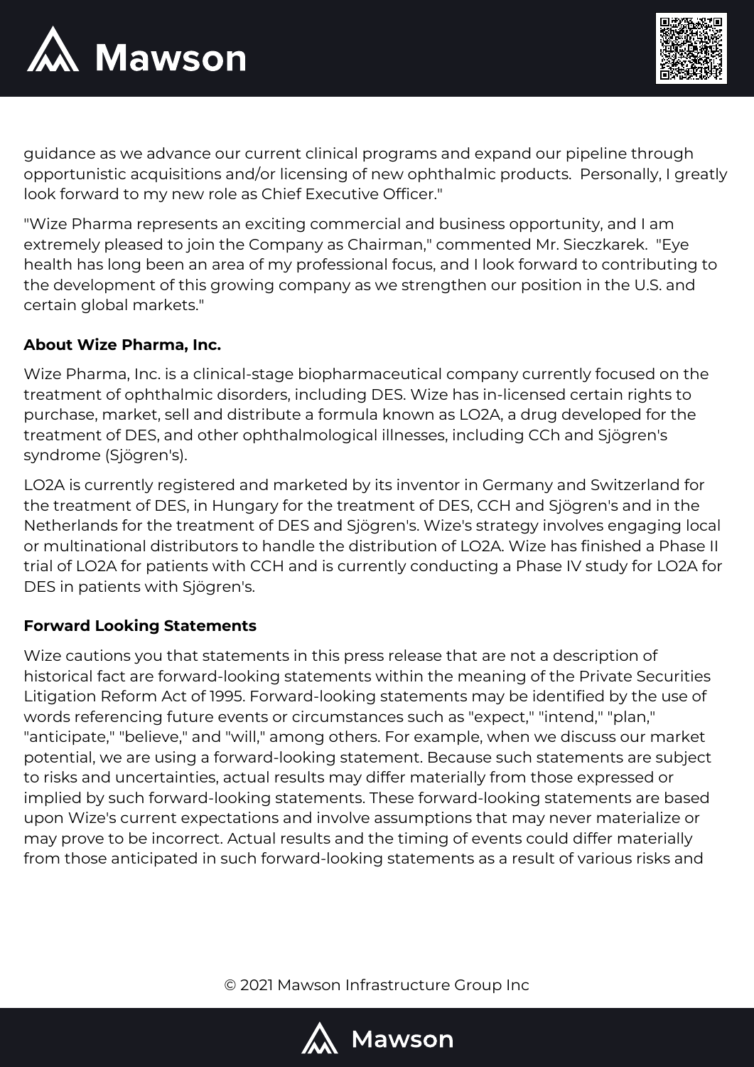guidance as we advance our current clinical programs and expand our pipeline through opportunistic acquisitions and/or licensing of new ophthalmic products.  Personally, I greatly look forward to my new role as Chief Executive Officer."

"Wize Pharma represents an exciting commercial and business opportunity, and I am extremely pleased to join the Company as Chairman," commented Mr. Sieczkarek.  "Eye health has long been an area of my professional focus, and I look forward to contributing to the development of this growing company as we strengthen our position in the U.S. and certain global markets."

**About Wize Pharma, Inc.**

Wize Pharma, Inc. is a clinical-stage biopharmaceutical company currently focused on the treatment of ophthalmic disorders, including DES. Wize has in-licensed certain rights to purchase, market, sell and distribute a formula known as LO2A, a drug developed for the treatment of DES, and other ophthalmological illnesses, including CCh and Sjögren's syndrome (Sjögren's).

LO2A is currently registered and marketed by its inventor in Germany and Switzerland for the treatment of DES, in Hungary for the treatment of DES, CCH and Sjögren's and in the Netherlands for the treatment of DES and Sjögren's. Wize's strategy involves engaging local or multinational distributors to handle the distribution of LO2A. Wize has finished a Phase II trial of LO2A for patients with CCH and is currently conducting a Phase IV study for LO2A for DES in patients with Sjögren's.

**Forward Looking Statements**

Wize cautions you that statements in this press release that are not a description of historical fact are forward-looking statements within the meaning of the Private Securities Litigation Reform Act of 1995. Forward-looking statements may be identified by the use of words referencing future events or circumstances such as "expect," "intend," "plan," "anticipate," "believe," and "will," among others. For example, when we discuss our market potential, we are using a forward-looking statement. Because such statements are subject to risks and uncertainties, actual results may differ materially from those expressed or implied by such forward-looking statements. These forward-looking statements are based upon Wize's current expectations and involve assumptions that may never materialize or may prove to be incorrect. Actual results and the timing of events could differ materially from those anticipated in such forward-looking statements as a result of various risks and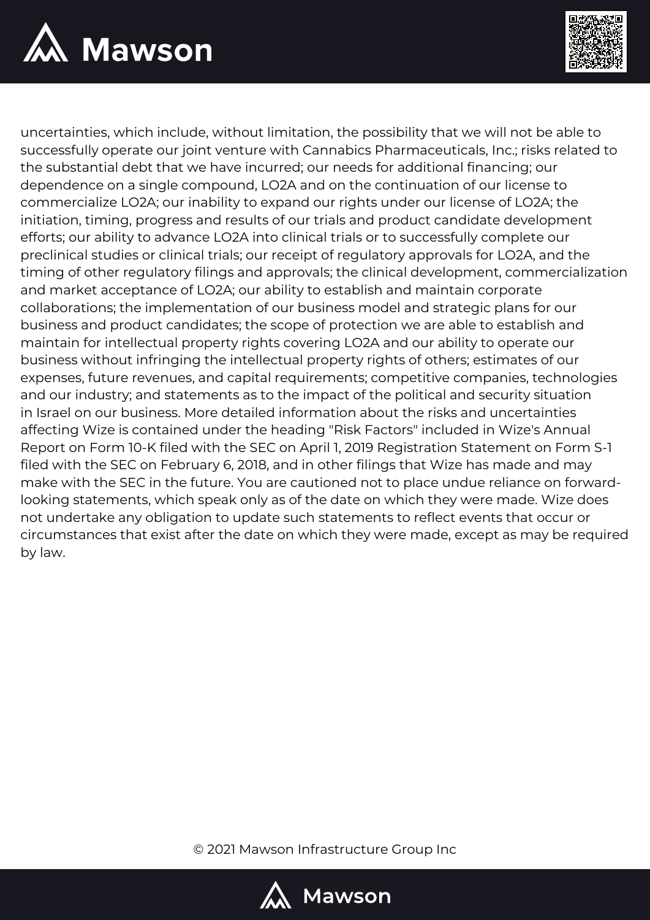uncertainties, which include, without limitation, the possibility that we will not be able to successfully operate our joint venture with Cannabics Pharmaceuticals, Inc.; risks related to the substantial debt that we have incurred; our needs for additional financing; our dependence on a single compound, LO2A and on the continuation of our license to commercialize LO2A; our inability to expand our rights under our license of LO2A; the initiation, timing, progress and results of our trials and product candidate development efforts; our ability to advance LO2A into clinical trials or to successfully complete our preclinical studies or clinical trials; our receipt of regulatory approvals for LO2A, and the timing of other regulatory filings and approvals; the clinical development, commercialization and market acceptance of LO2A; our ability to establish and maintain corporate collaborations; the implementation of our business model and strategic plans for our business and product candidates; the scope of protection we are able to establish and maintain for intellectual property rights covering LO2A and our ability to operate our business without infringing the intellectual property rights of others; estimates of our expenses, future revenues, and capital requirements; competitive companies, technologies and our industry; and statements as to the impact of the political and security situation in Israel on our business. More detailed information about the risks and uncertainties affecting Wize is contained under the heading "Risk Factors" included in Wize's Annual Report on Form 10-K filed with the SEC on April 1, 2019 Registration Statement on Form S-1 filed with the SEC on February 6, 2018, and in other filings that Wize has made and may make with the SEC in the future. You are cautioned not to place undue reliance on forward-looking statements, which speak only as of the date on which they were made. Wize does not undertake any obligation to update such statements to reflect events that occur or circumstances that exist after the date on which they were made, except as may be required by law.

© 2021 Mawson Infrastructure Group Inc